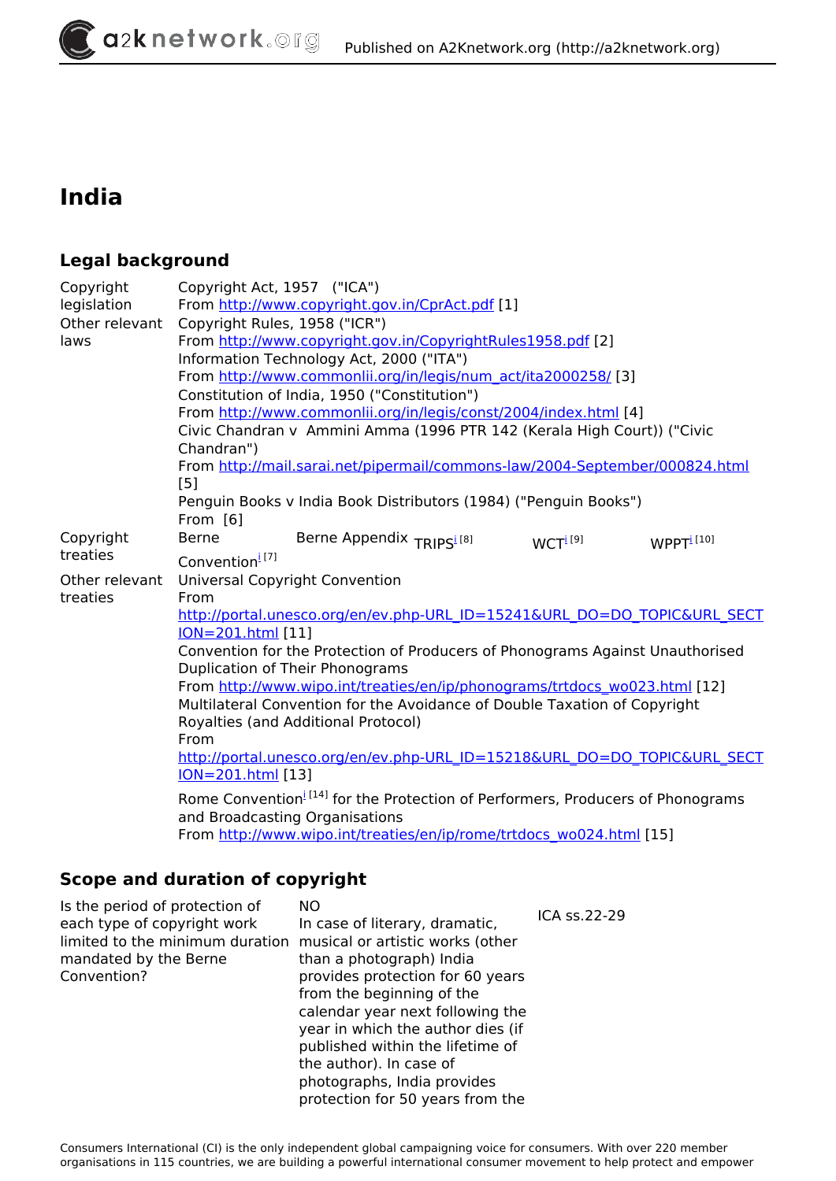# India

## Legal background

| | |
|---|---|
| Copyright legislation | Copyright Act, 1957 ("ICA")<br>From http://www.copyright.gov.in/CprAct.pdf [1] |
| Other relevant laws | Copyright Rules, 1958 ("ICR")<br>From http://www.copyright.gov.in/CopyrightRules1958.pdf [2]<br>Information Technology Act, 2000 ("ITA")<br>From http://www.commonlii.org/in/legis/num_act/ita2000258/ [3]<br>Constitution of India, 1950 ("Constitution")<br>From http://www.commonlii.org/in/legis/const/2004/index.html [4]<br>Civic Chandran v Ammini Amma (1996 PTR 142 (Kerala High Court)) ("Civic Chandran")<br>From http://mail.sarai.net/pipermail/commons-law/2004-September/000824.html [5]<br>Penguin Books v India Book Distributors (1984) ("Penguin Books")<br>From [6] |
| Copyright treaties | Berne Convention[i] [7] / Berne Appendix / TRIPS[i] [8] / WCT[i] [9] / WPPT[i] [10] |
| Other relevant treaties | Universal Copyright Convention<br>From http://portal.unesco.org/en/ev.php-URL_ID=15241&URL_DO=DO_TOPIC&URL_SECTION=201.html [11]<br>Convention for the Protection of Producers of Phonograms Against Unauthorised Duplication of Their Phonograms<br>From http://www.wipo.int/treaties/en/ip/phonograms/trtdocs_wo023.html [12]<br>Multilateral Convention for the Avoidance of Double Taxation of Copyright Royalties (and Additional Protocol)<br>From http://portal.unesco.org/en/ev.php-URL_ID=15218&URL_DO=DO_TOPIC&URL_SECTION=201.html [13]<br>Rome Convention[i] [14] for the Protection of Performers, Producers of Phonograms and Broadcasting Organisations<br>From http://www.wipo.int/treaties/en/ip/rome/trtdocs_wo024.html [15] |

## Scope and duration of copyright

| | | |
|---|---|---|
| Is the period of protection of each type of copyright work limited to the minimum duration mandated by the Berne Convention? | NO<br>In case of literary, dramatic, musical or artistic works (other than a photograph) India provides protection for 60 years from the beginning of the calendar year next following the year in which the author dies (if published within the lifetime of the author). In case of photographs, India provides protection for 50 years from the | ICA ss.22-29 |

Consumers International (CI) is the only independent global campaigning voice for consumers. With over 220 member organisations in 115 countries, we are building a powerful international consumer movement to help protect and empower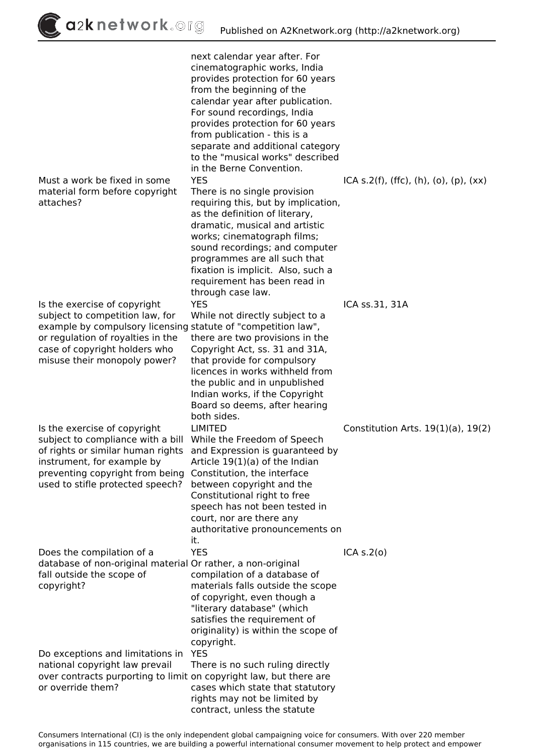| | | |
|---|---|---|
| | next calendar year after. For cinematographic works, India provides protection for 60 years from the beginning of the calendar year after publication. For sound recordings, India provides protection for 60 years from publication - this is a separate and additional category to the "musical works" described in the Berne Convention. | |
| Must a work be fixed in some material form before copyright attaches? | YES<br>There is no single provision requiring this, but by implication, as the definition of literary, dramatic, musical and artistic works; cinematograph films; sound recordings; and computer programmes are all such that fixation is implicit. Also, such a requirement has been read in through case law. | ICA s.2(f), (ffc), (h), (o), (p), (xx) |
| Is the exercise of copyright subject to competition law, for example by compulsory licensing or regulation of royalties in the case of copyright holders who misuse their monopoly power? | YES<br>While not directly subject to a statute of "competition law", there are two provisions in the Copyright Act, ss. 31 and 31A, that provide for compulsory licences in works withheld from the public and in unpublished Indian works, if the Copyright Board so deems, after hearing both sides. | ICA ss.31, 31A |
| Is the exercise of copyright subject to compliance with a bill of rights or similar human rights instrument, for example by preventing copyright from being used to stifle protected speech? | LIMITED<br>While the Freedom of Speech and Expression is guaranteed by Article 19(1)(a) of the Indian Constitution, the interface between copyright and the Constitutional right to free speech has not been tested in court, nor are there any authoritative pronouncements on it. | Constitution Arts. 19(1)(a), 19(2) |
| Does the compilation of a database of non-original material fall outside the scope of copyright? | YES<br>Or rather, a non-original compilation of a database of materials falls outside the scope of copyright, even though a "literary database" (which satisfies the requirement of originality) is within the scope of copyright. | ICA s.2(o) |
| Do exceptions and limitations in national copyright law prevail over contracts purporting to limit or override them? | YES<br>There is no such ruling directly on copyright law, but there are cases which state that statutory rights may not be limited by contract, unless the statute | |

Consumers International (CI) is the only independent global campaigning voice for consumers. With over 220 member organisations in 115 countries, we are building a powerful international consumer movement to help protect and empower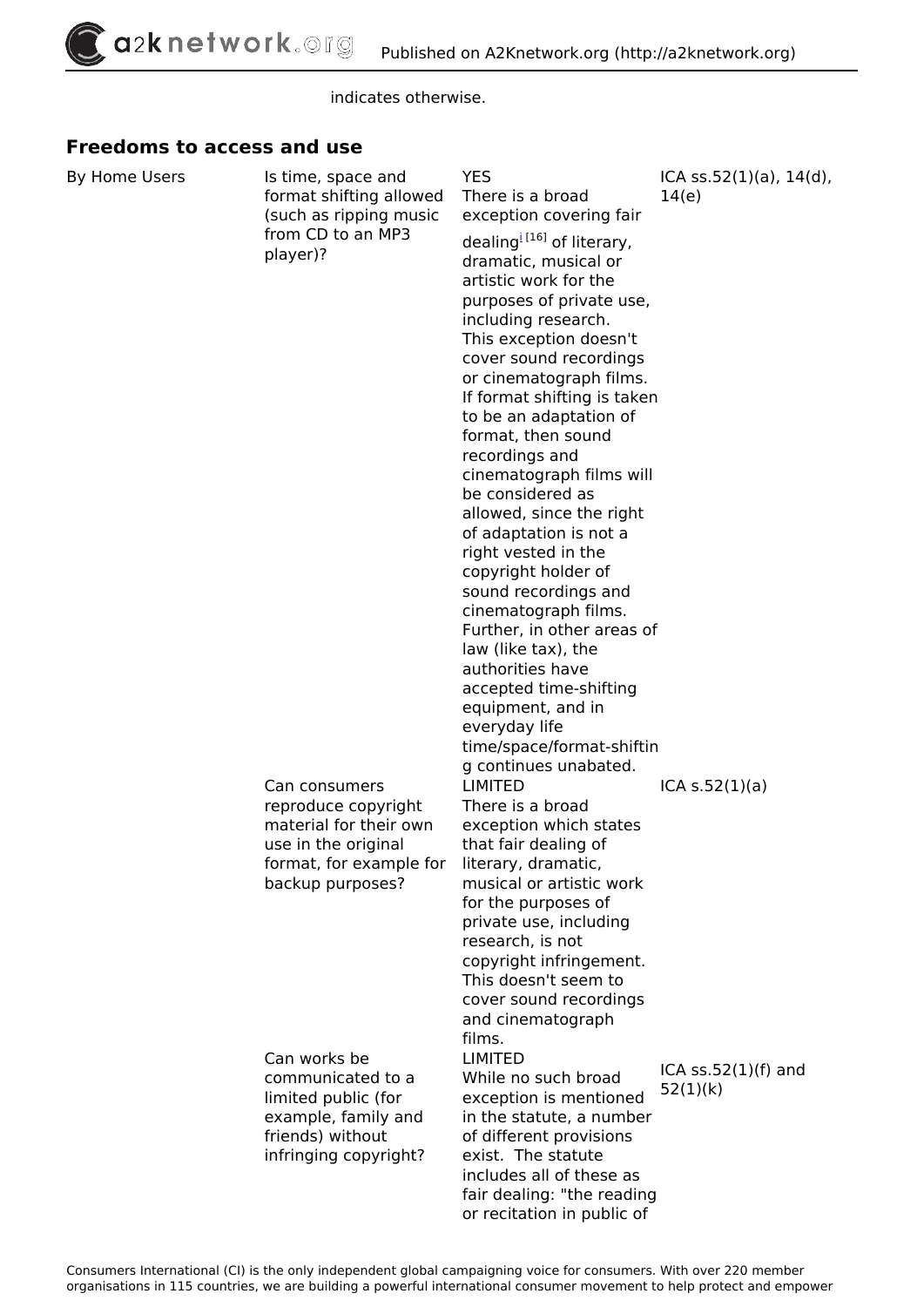indicates otherwise.

## Freedoms to access and use

| | | | |
|---|---|---|---|
| By Home Users | Is time, space and format shifting allowed (such as ripping music from CD to an MP3 player)? | YES<br>There is a broad exception covering fair dealing[i] [16] of literary, dramatic, musical or artistic work for the purposes of private use, including research. This exception doesn't cover sound recordings or cinematograph films. If format shifting is taken to be an adaptation of format, then sound recordings and cinematograph films will be considered as allowed, since the right of adaptation is not a right vested in the copyright holder of sound recordings and cinematograph films. Further, in other areas of law (like tax), the authorities have accepted time-shifting equipment, and in everyday life time/space/format-shifting continues unabated. | ICA ss.52(1)(a), 14(d), 14(e) |
| | Can consumers reproduce copyright material for their own use in the original format, for example for backup purposes? | LIMITED<br>There is a broad exception which states that fair dealing of literary, dramatic, musical or artistic work for the purposes of private use, including research, is not copyright infringement. This doesn't seem to cover sound recordings and cinematograph films. | ICA s.52(1)(a) |
| | Can works be communicated to a limited public (for example, family and friends) without infringing copyright? | LIMITED<br>While no such broad exception is mentioned in the statute, a number of different provisions exist. The statute includes all of these as fair dealing: "the reading or recitation in public of | ICA ss.52(1)(f) and 52(1)(k) |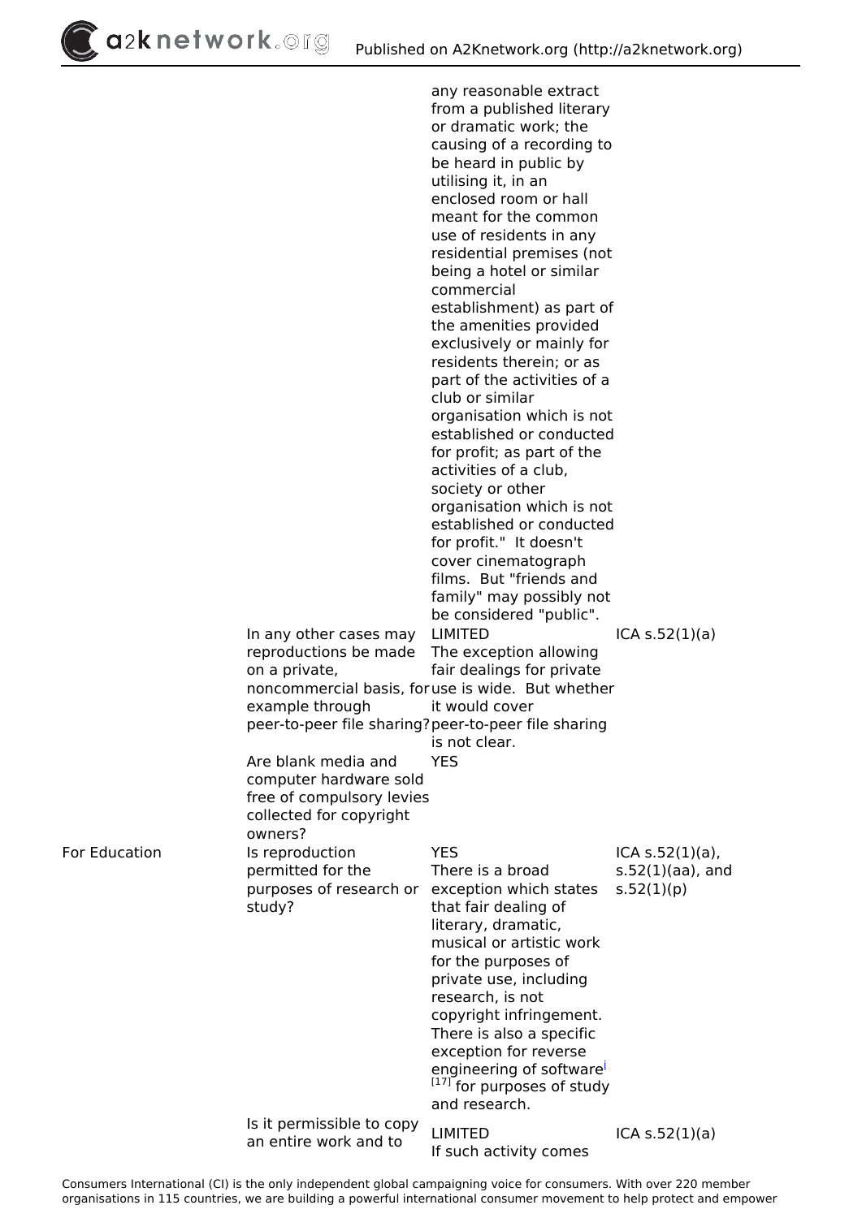| | | | |
|---|---|---|---|
| | | any reasonable extract from a published literary or dramatic work; the causing of a recording to be heard in public by utilising it, in an enclosed room or hall meant for the common use of residents in any residential premises (not being a hotel or similar commercial establishment) as part of the amenities provided exclusively or mainly for residents therein; or as part of the activities of a club or similar organisation which is not established or conducted for profit; as part of the activities of a club, society or other organisation which is not established or conducted for profit." It doesn't cover cinematograph films. But "friends and family" may possibly not be considered "public". | |
| | In any other cases may reproductions be made on a private, noncommercial basis, for example through peer-to-peer file sharing? | LIMITED The exception allowing fair dealings for private use is wide. But whether it would cover peer-to-peer file sharing is not clear. | ICA s.52(1)(a) |
| | Are blank media and computer hardware sold free of compulsory levies collected for copyright owners? | YES | |
| For Education | Is reproduction permitted for the purposes of research or study? | YES There is a broad exception which states that fair dealing of literary, dramatic, musical or artistic work for the purposes of private use, including research, is not copyright infringement. There is also a specific exception for reverse engineering of software[i] [17] for purposes of study and research. | ICA s.52(1)(a), s.52(1)(aa), and s.52(1)(p) |
| | Is it permissible to copy an entire work and to | LIMITED If such activity comes | ICA s.52(1)(a) |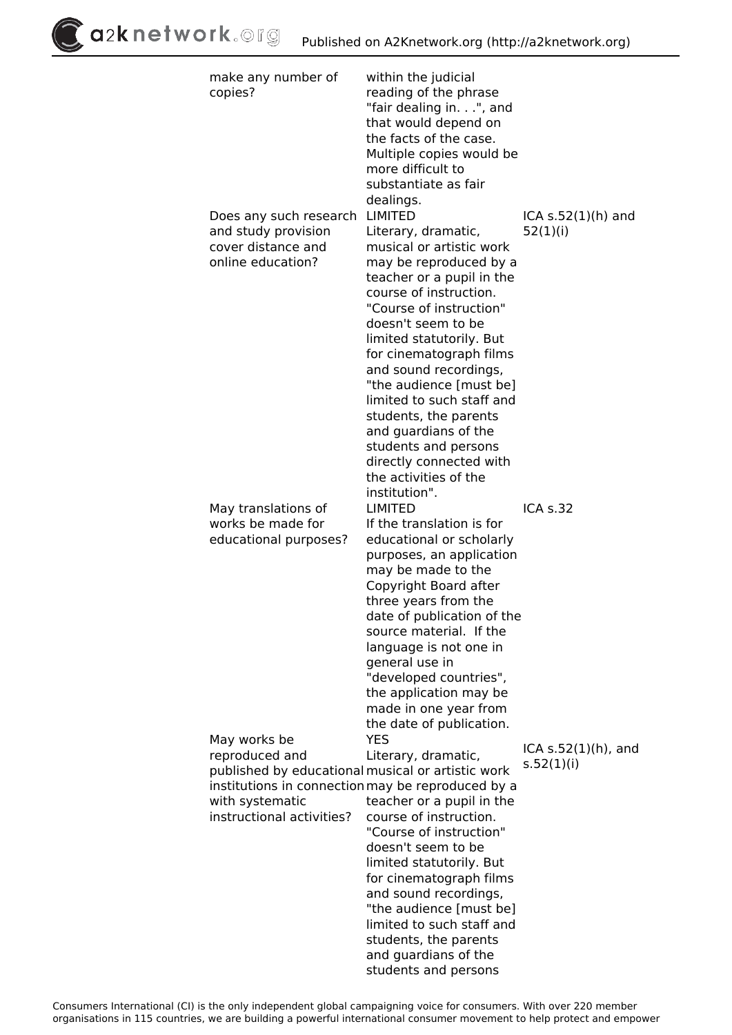| | | |
|---|---|---|
| make any number of copies? | within the judicial reading of the phrase "fair dealing in. . .", and that would depend on the facts of the case. Multiple copies would be more difficult to substantiate as fair dealings. | |
| Does any such research and study provision cover distance and online education? | LIMITED<br>Literary, dramatic, musical or artistic work may be reproduced by a teacher or a pupil in the course of instruction. "Course of instruction" doesn't seem to be limited statutorily. But for cinematograph films and sound recordings, "the audience [must be] limited to such staff and students, the parents and guardians of the students and persons directly connected with the activities of the institution". | ICA s.52(1)(h) and 52(1)(i) |
| May translations of works be made for educational purposes? | LIMITED<br>If the translation is for educational or scholarly purposes, an application may be made to the Copyright Board after three years from the date of publication of the source material. If the language is not one in general use in "developed countries", the application may be made in one year from the date of publication. | ICA s.32 |
| May works be reproduced and published by educational institutions in connection with systematic instructional activities? | YES<br>Literary, dramatic, musical or artistic work may be reproduced by a teacher or a pupil in the course of instruction. "Course of instruction" doesn't seem to be limited statutorily. But for cinematograph films and sound recordings, "the audience [must be] limited to such staff and students, the parents and guardians of the students and persons | ICA s.52(1)(h), and s.52(1)(i) |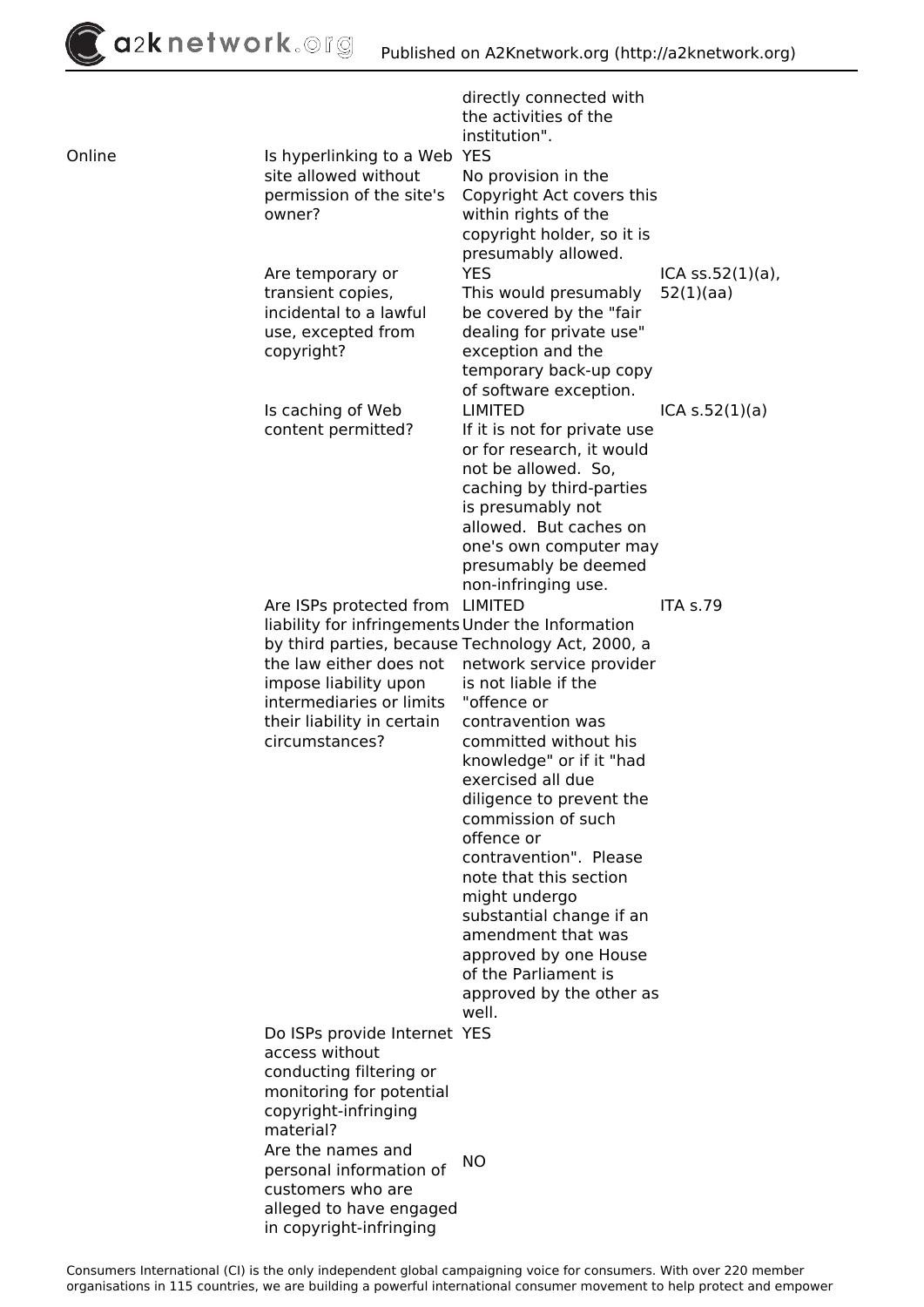| | | | |
|---|---|---|---|
| | | directly connected with the activities of the institution". | |
| Online | Is hyperlinking to a Web site allowed without permission of the site's owner? | YES<br>No provision in the Copyright Act covers this within rights of the copyright holder, so it is presumably allowed. | |
| | Are temporary or transient copies, incidental to a lawful use, excepted from copyright? | YES<br>This would presumably be covered by the "fair dealing for private use" exception and the temporary back-up copy of software exception. | ICA ss.52(1)(a), 52(1)(aa) |
| | Is caching of Web content permitted? | LIMITED<br>If it is not for private use or for research, it would not be allowed. So, caching by third-parties is presumably not allowed. But caches on one's own computer may presumably be deemed non-infringing use. | ICA s.52(1)(a) |
| | Are ISPs protected from liability for infringements by third parties, because the law either does not impose liability upon intermediaries or limits their liability in certain circumstances? | LIMITED<br>Under the Information Technology Act, 2000, a network service provider is not liable if the "offence or contravention was committed without his knowledge" or if it "had exercised all due diligence to prevent the commission of such offence or contravention". Please note that this section might undergo substantial change if an amendment that was approved by one House of the Parliament is approved by the other as well. | ITA s.79 |
| | Do ISPs provide Internet access without conducting filtering or monitoring for potential copyright-infringing material? | YES | |
| | Are the names and personal information of customers who are alleged to have engaged in copyright-infringing | NO | |

Consumers International (CI) is the only independent global campaigning voice for consumers. With over 220 member organisations in 115 countries, we are building a powerful international consumer movement to help protect and empower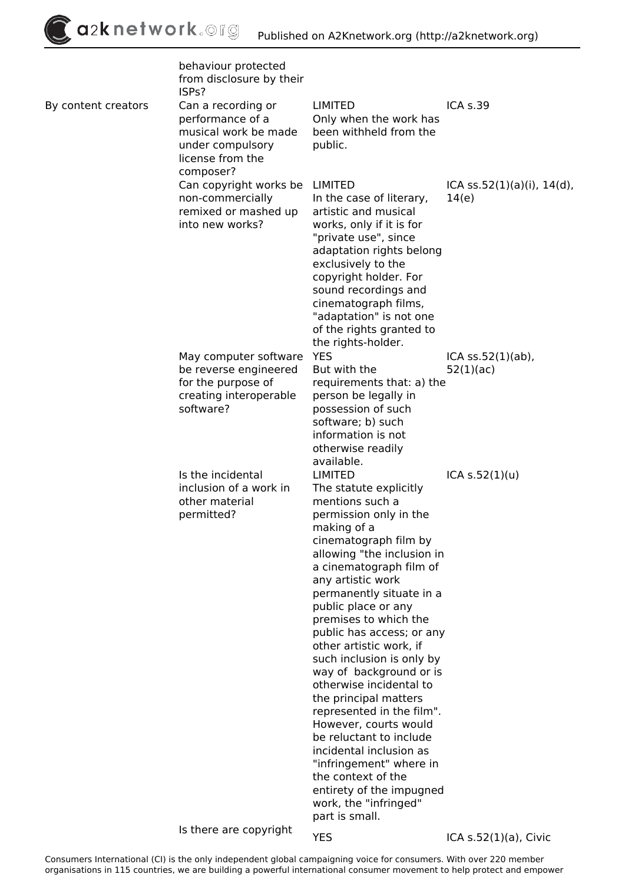| | | | |
|---|---|---|---|
| | behaviour protected from disclosure by their ISPs? | | |
| By content creators | Can a recording or performance of a musical work be made under compulsory license from the composer? | LIMITED Only when the work has been withheld from the public. | ICA s.39 |
| | Can copyright works be non-commercially remixed or mashed up into new works? | LIMITED In the case of literary, artistic and musical works, only if it is for "private use", since adaptation rights belong exclusively to the copyright holder. For sound recordings and cinematograph films, "adaptation" is not one of the rights granted to the rights-holder. | ICA ss.52(1)(a)(i), 14(d), 14(e) |
| | May computer software be reverse engineered for the purpose of creating interoperable software? | YES But with the requirements that: a) the person be legally in possession of such software; b) such information is not otherwise readily available. | ICA ss.52(1)(ab), 52(1)(ac) |
| | Is the incidental inclusion of a work in other material permitted? | LIMITED The statute explicitly mentions such a permission only in the making of a cinematograph film by allowing "the inclusion in a cinematograph film of any artistic work permanently situate in a public place or any premises to which the public has access; or any other artistic work, if such inclusion is only by way of background or is otherwise incidental to the principal matters represented in the film". However, courts would be reluctant to include incidental inclusion as "infringement" where in the context of the entirety of the impugned work, the "infringed" part is small. | ICA s.52(1)(u) |
| | Is there are copyright | YES | ICA s.52(1)(a), Civic |

Consumers International (CI) is the only independent global campaigning voice for consumers. With over 220 member organisations in 115 countries, we are building a powerful international consumer movement to help protect and empower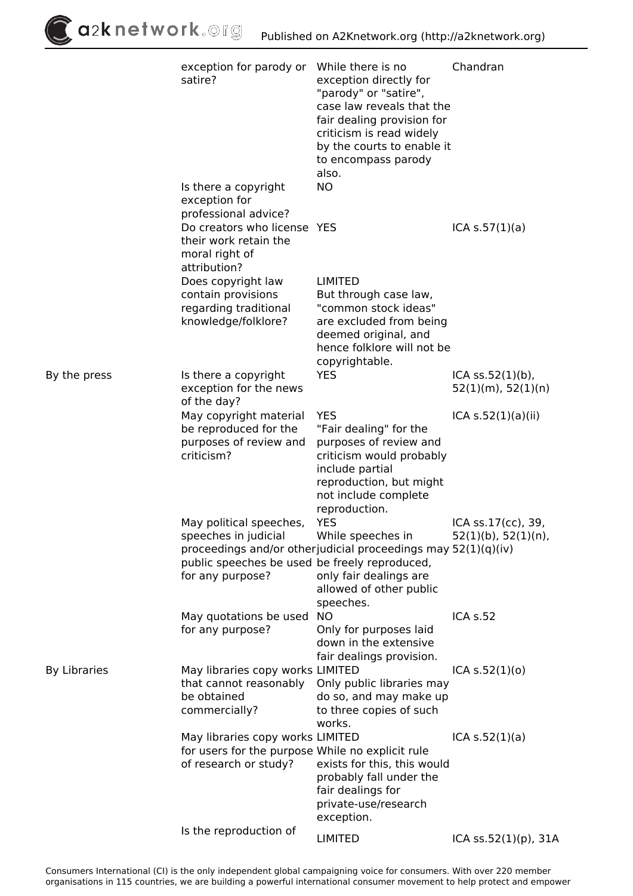| | | | |
|---|---|---|---|
| | exception for parody or satire? | While there is no exception directly for "parody" or "satire", case law reveals that the fair dealing provision for criticism is read widely by the courts to enable it to encompass parody also. | Chandran |
| | Is there a copyright exception for professional advice? | NO | |
| | Do creators who license their work retain the moral right of attribution? | YES | ICA s.57(1)(a) |
| | Does copyright law contain provisions regarding traditional knowledge/folklore? | LIMITED<br>But through case law, "common stock ideas" are excluded from being deemed original, and hence folklore will not be copyrightable. | |
| By the press | Is there a copyright exception for the news of the day? | YES | ICA ss.52(1)(b), 52(1)(m), 52(1)(n) |
| | May copyright material be reproduced for the purposes of review and criticism? | YES<br>"Fair dealing" for the purposes of review and criticism would probably include partial reproduction, but might not include complete reproduction. | ICA s.52(1)(a)(ii) |
| | May political speeches, speeches in judicial proceedings and/or other public speeches be used for any purpose? | YES<br>While speeches in judicial proceedings may be freely reproduced, only fair dealings are allowed of other public speeches. | ICA ss.17(cc), 39, 52(1)(b), 52(1)(n), 52(1)(q)(iv) |
| | May quotations be used for any purpose? | NO<br>Only for purposes laid down in the extensive fair dealings provision. | ICA s.52 |
| By Libraries | May libraries copy works that cannot reasonably be obtained commercially? | LIMITED<br>Only public libraries may do so, and may make up to three copies of such works. | ICA s.52(1)(o) |
| | May libraries copy works for users for the purpose of research or study? | LIMITED<br>While no explicit rule exists for this, this would probably fall under the fair dealings for private-use/research exception. | ICA s.52(1)(a) |
| | Is the reproduction of | LIMITED | ICA ss.52(1)(p), 31A |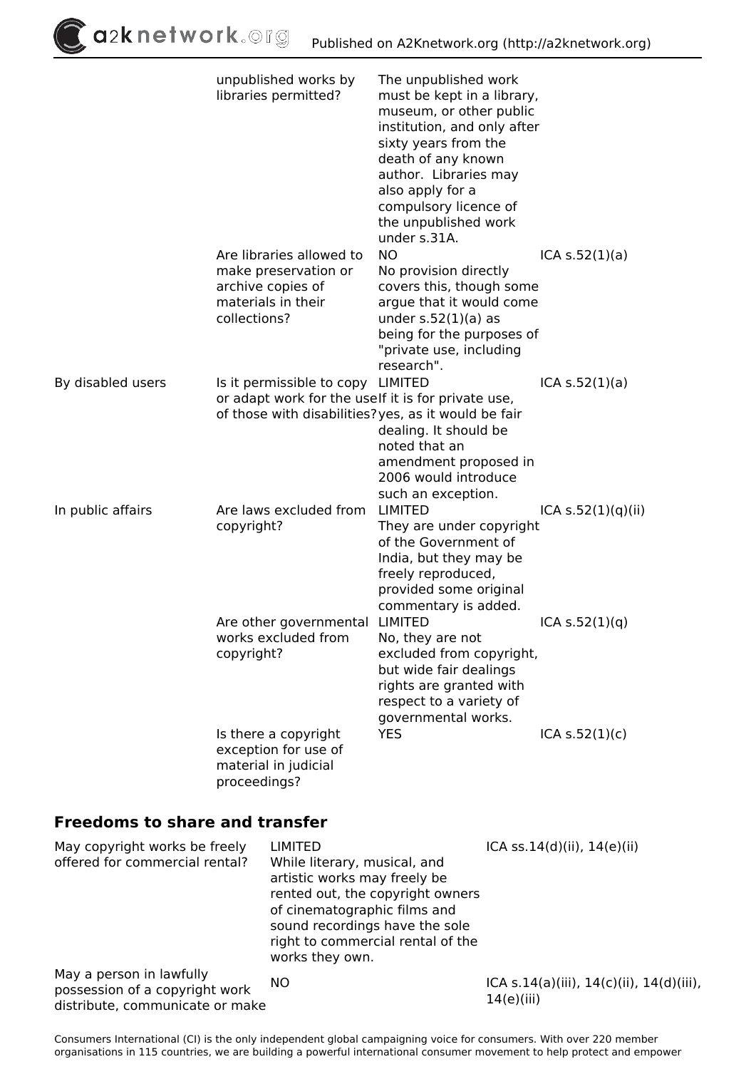| | | | |
|---|---|---|---|
| | unpublished works by libraries permitted? | The unpublished work must be kept in a library, museum, or other public institution, and only after sixty years from the death of any known author. Libraries may also apply for a compulsory licence of the unpublished work under s.31A. | |
| | Are libraries allowed to make preservation or archive copies of materials in their collections? | NO<br>No provision directly covers this, though some argue that it would come under s.52(1)(a) as being for the purposes of "private use, including research". | ICA s.52(1)(a) |
| By disabled users | Is it permissible to copy or adapt work for the use of those with disabilities? | LIMITED<br>If it is for private use, yes, as it would be fair dealing. It should be noted that an amendment proposed in 2006 would introduce such an exception. | ICA s.52(1)(a) |
| In public affairs | Are laws excluded from copyright? | LIMITED<br>They are under copyright of the Government of India, but they may be freely reproduced, provided some original commentary is added. | ICA s.52(1)(q)(ii) |
| | Are other governmental works excluded from copyright? | LIMITED<br>No, they are not excluded from copyright, but wide fair dealings rights are granted with respect to a variety of governmental works. | ICA s.52(1)(q) |
| | Is there a copyright exception for use of material in judicial proceedings? | YES | ICA s.52(1)(c) |

## Freedoms to share and transfer

| | | |
|---|---|---|
| May copyright works be freely offered for commercial rental? | LIMITED<br>While literary, musical, and artistic works may freely be rented out, the copyright owners of cinematographic films and sound recordings have the sole right to commercial rental of the works they own. | ICA ss.14(d)(ii), 14(e)(ii) |
| May a person in lawfully possession of a copyright work distribute, communicate or make | NO | ICA s.14(a)(iii), 14(c)(ii), 14(d)(iii), 14(e)(iii) |

Consumers International (CI) is the only independent global campaigning voice for consumers. With over 220 member organisations in 115 countries, we are building a powerful international consumer movement to help protect and empower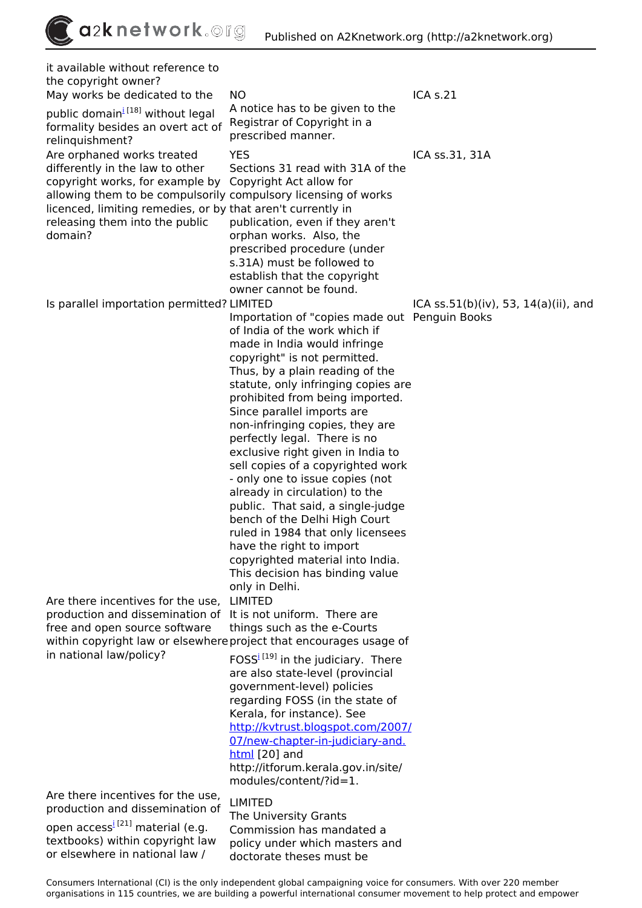| | | |
|---|---|---|
| it available without reference to the copyright owner? | | |
| May works be dedicated to the public domain[i] [18] without legal formality besides an overt act of relinquishment? | NO<br>A notice has to be given to the Registrar of Copyright in a prescribed manner. | ICA s.21 |
| Are orphaned works treated differently in the law to other copyright works, for example by allowing them to be compulsorily licenced, limiting remedies, or by releasing them into the public domain? | YES<br>Sections 31 read with 31A of the Copyright Act allow for compulsory licensing of works that aren't currently in publication, even if they aren't orphan works. Also, the prescribed procedure (under s.31A) must be followed to establish that the copyright owner cannot be found. | ICA ss.31, 31A |
| Is parallel importation permitted? | LIMITED<br>Importation of "copies made out of India of the work which if made in India would infringe copyright" is not permitted. Thus, by a plain reading of the statute, only infringing copies are prohibited from being imported. Since parallel imports are non-infringing copies, they are perfectly legal. There is no exclusive right given in India to sell copies of a copyrighted work - only one to issue copies (not already in circulation) to the public. That said, a single-judge bench of the Delhi High Court ruled in 1984 that only licensees have the right to import copyrighted material into India. This decision has binding value only in Delhi. | ICA ss.51(b)(iv), 53, 14(a)(ii), and Penguin Books |
| Are there incentives for the use, production and dissemination of free and open source software within copyright law or elsewhere in national law/policy? | LIMITED<br>It is not uniform. There are things such as the e-Courts project that encourages usage of FOSS[i] [19] in the judiciary. There are also state-level (provincial government-level) policies regarding FOSS (in the state of Kerala, for instance). See http://kvtrust.blogspot.com/2007/07/new-chapter-in-judiciary-and.html [20] and http://itforum.kerala.gov.in/site/modules/content/?id=1. | |
| Are there incentives for the use, production and dissemination of open access[i] [21] material (e.g. textbooks) within copyright law or elsewhere in national law / | LIMITED<br>The University Grants Commission has mandated a policy under which masters and doctorate theses must be | |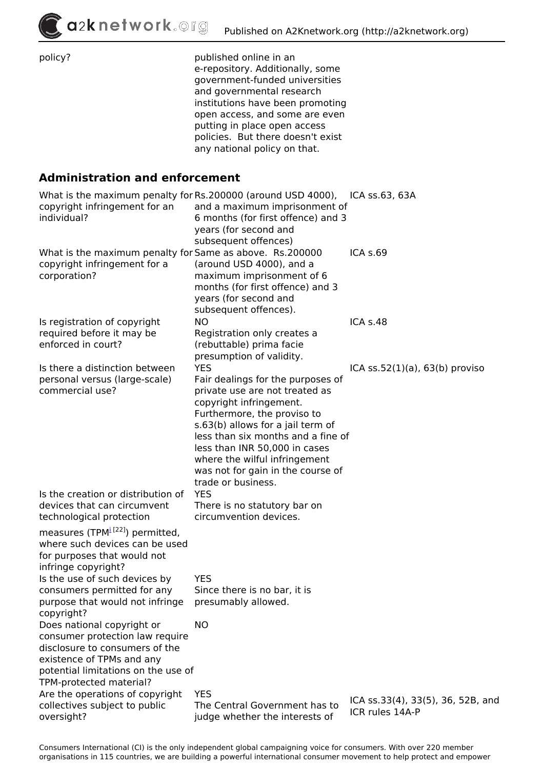| policy? | published online in an e-repository. Additionally, some government-funded universities and governmental research institutions have been promoting open access, and some are even putting in place open access policies. But there doesn't exist any national policy on that. | |
|---|---|---|

## Administration and enforcement

| | | |
|---|---|---|
| What is the maximum penalty for copyright infringement for an individual? | Rs.200000 (around USD 4000), and a maximum imprisonment of 6 months (for first offence) and 3 years (for second and subsequent offences) | ICA ss.63, 63A |
| What is the maximum penalty for copyright infringement for a corporation? | Same as above. Rs.200000 (around USD 4000), and a maximum imprisonment of 6 months (for first offence) and 3 years (for second and subsequent offences). | ICA s.69 |
| Is registration of copyright required before it may be enforced in court? | NO<br>Registration only creates a (rebuttable) prima facie presumption of validity. | ICA s.48 |
| Is there a distinction between personal versus (large-scale) commercial use? | YES<br>Fair dealings for the purposes of private use are not treated as copyright infringement. Furthermore, the proviso to s.63(b) allows for a jail term of less than six months and a fine of less than INR 50,000 in cases where the wilful infringement was not for gain in the course of trade or business. | ICA ss.52(1)(a), 63(b) proviso |
| Is the creation or distribution of devices that can circumvent technological protection measures (TPM[i] [22]) permitted, where such devices can be used for purposes that would not infringe copyright? | YES<br>There is no statutory bar on circumvention devices. | |
| Is the use of such devices by consumers permitted for any purpose that would not infringe copyright? | YES<br>Since there is no bar, it is presumably allowed. | |
| Does national copyright or consumer protection law require disclosure to consumers of the existence of TPMs and any potential limitations on the use of TPM-protected material? | NO | |
| Are the operations of copyright collectives subject to public oversight? | YES<br>The Central Government has to judge whether the interests of | ICA ss.33(4), 33(5), 36, 52B, and ICR rules 14A-P |

Consumers International (CI) is the only independent global campaigning voice for consumers. With over 220 member organisations in 115 countries, we are building a powerful international consumer movement to help protect and empower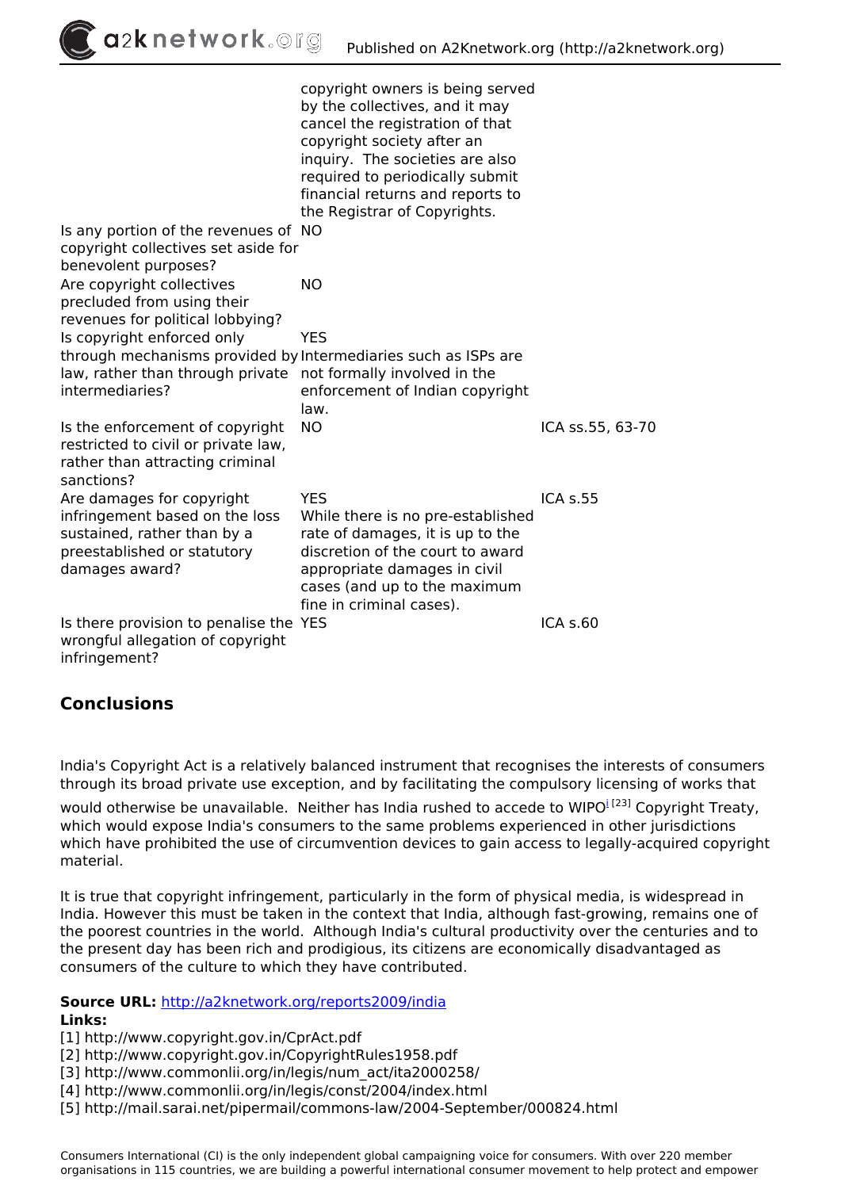| | | |
|---|---|---|
| | copyright owners is being served by the collectives, and it may cancel the registration of that copyright society after an inquiry. The societies are also required to periodically submit financial returns and reports to the Registrar of Copyrights. | |
| Is any portion of the revenues of copyright collectives set aside for benevolent purposes? | NO | |
| Are copyright collectives precluded from using their revenues for political lobbying? | NO | |
| Is copyright enforced only through mechanisms provided by law, rather than through private intermediaries? | YES Intermediaries such as ISPs are not formally involved in the enforcement of Indian copyright law. | |
| Is the enforcement of copyright restricted to civil or private law, rather than attracting criminal sanctions? | NO | ICA ss.55, 63-70 |
| Are damages for copyright infringement based on the loss sustained, rather than by a preestablished or statutory damages award? | YES While there is no pre-established rate of damages, it is up to the discretion of the court to award appropriate damages in civil cases (and up to the maximum fine in criminal cases). | ICA s.55 |
| Is there provision to penalise the wrongful allegation of copyright infringement? | YES | ICA s.60 |

## Conclusions

India's Copyright Act is a relatively balanced instrument that recognises the interests of consumers through its broad private use exception, and by facilitating the compulsory licensing of works that would otherwise be unavailable. Neither has India rushed to accede to WIPO[23] Copyright Treaty, which would expose India's consumers to the same problems experienced in other jurisdictions which have prohibited the use of circumvention devices to gain access to legally-acquired copyright material.

It is true that copyright infringement, particularly in the form of physical media, is widespread in India. However this must be taken in the context that India, although fast-growing, remains one of the poorest countries in the world. Although India's cultural productivity over the centuries and to the present day has been rich and prodigious, its citizens are economically disadvantaged as consumers of the culture to which they have contributed.

**Source URL:** http://a2knetwork.org/reports2009/india

**Links:**

[1] http://www.copyright.gov.in/CprAct.pdf
[2] http://www.copyright.gov.in/CopyrightRules1958.pdf
[3] http://www.commonlii.org/in/legis/num_act/ita2000258/
[4] http://www.commonlii.org/in/legis/const/2004/index.html
[5] http://mail.sarai.net/pipermail/commons-law/2004-September/000824.html

Consumers International (CI) is the only independent global campaigning voice for consumers. With over 220 member organisations in 115 countries, we are building a powerful international consumer movement to help protect and empower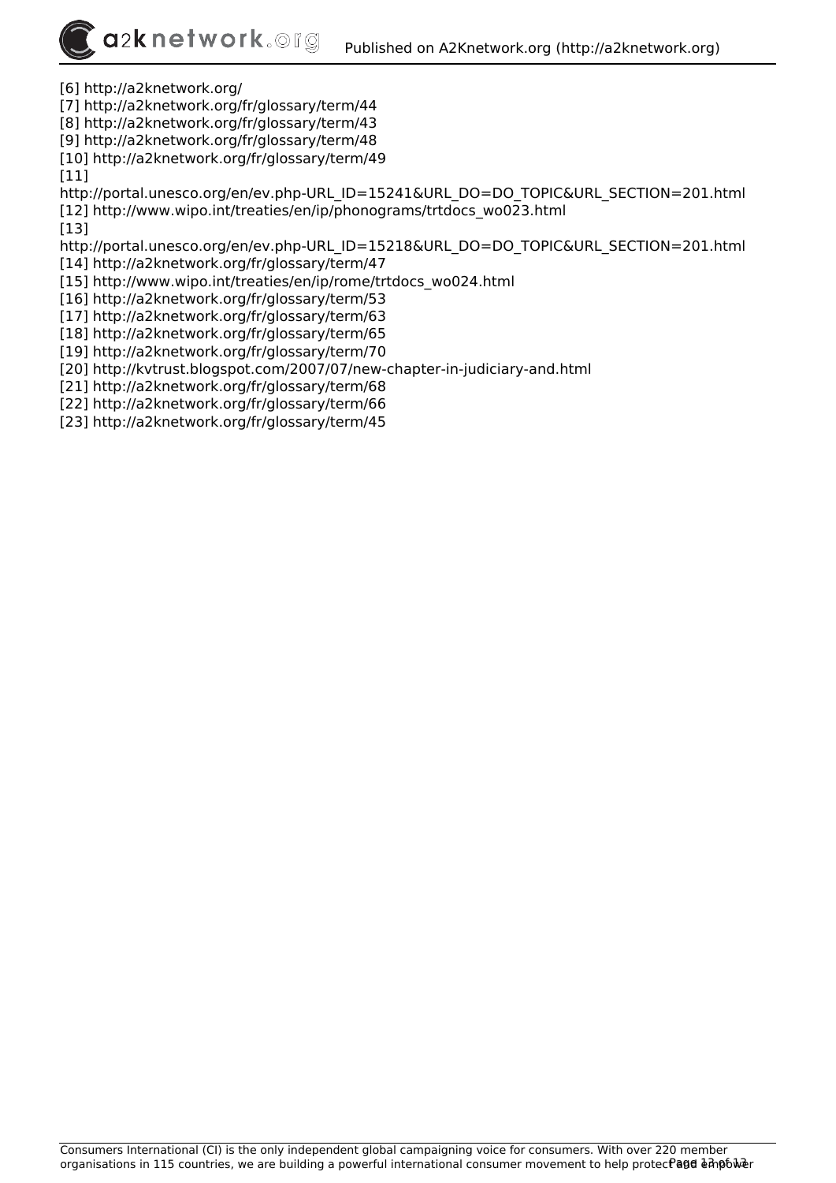[6] http://a2knetwork.org/
[7] http://a2knetwork.org/fr/glossary/term/44
[8] http://a2knetwork.org/fr/glossary/term/43
[9] http://a2knetwork.org/fr/glossary/term/48
[10] http://a2knetwork.org/fr/glossary/term/49
[11]
http://portal.unesco.org/en/ev.php-URL_ID=15241&URL_DO=DO_TOPIC&URL_SECTION=201.html
[12] http://www.wipo.int/treaties/en/ip/phonograms/trtdocs_wo023.html
[13]
http://portal.unesco.org/en/ev.php-URL_ID=15218&URL_DO=DO_TOPIC&URL_SECTION=201.html
[14] http://a2knetwork.org/fr/glossary/term/47
[15] http://www.wipo.int/treaties/en/ip/rome/trtdocs_wo024.html
[16] http://a2knetwork.org/fr/glossary/term/53
[17] http://a2knetwork.org/fr/glossary/term/63
[18] http://a2knetwork.org/fr/glossary/term/65
[19] http://a2knetwork.org/fr/glossary/term/70
[20] http://kvtrust.blogspot.com/2007/07/new-chapter-in-judiciary-and.html
[21] http://a2knetwork.org/fr/glossary/term/68
[22] http://a2knetwork.org/fr/glossary/term/66
[23] http://a2knetwork.org/fr/glossary/term/45